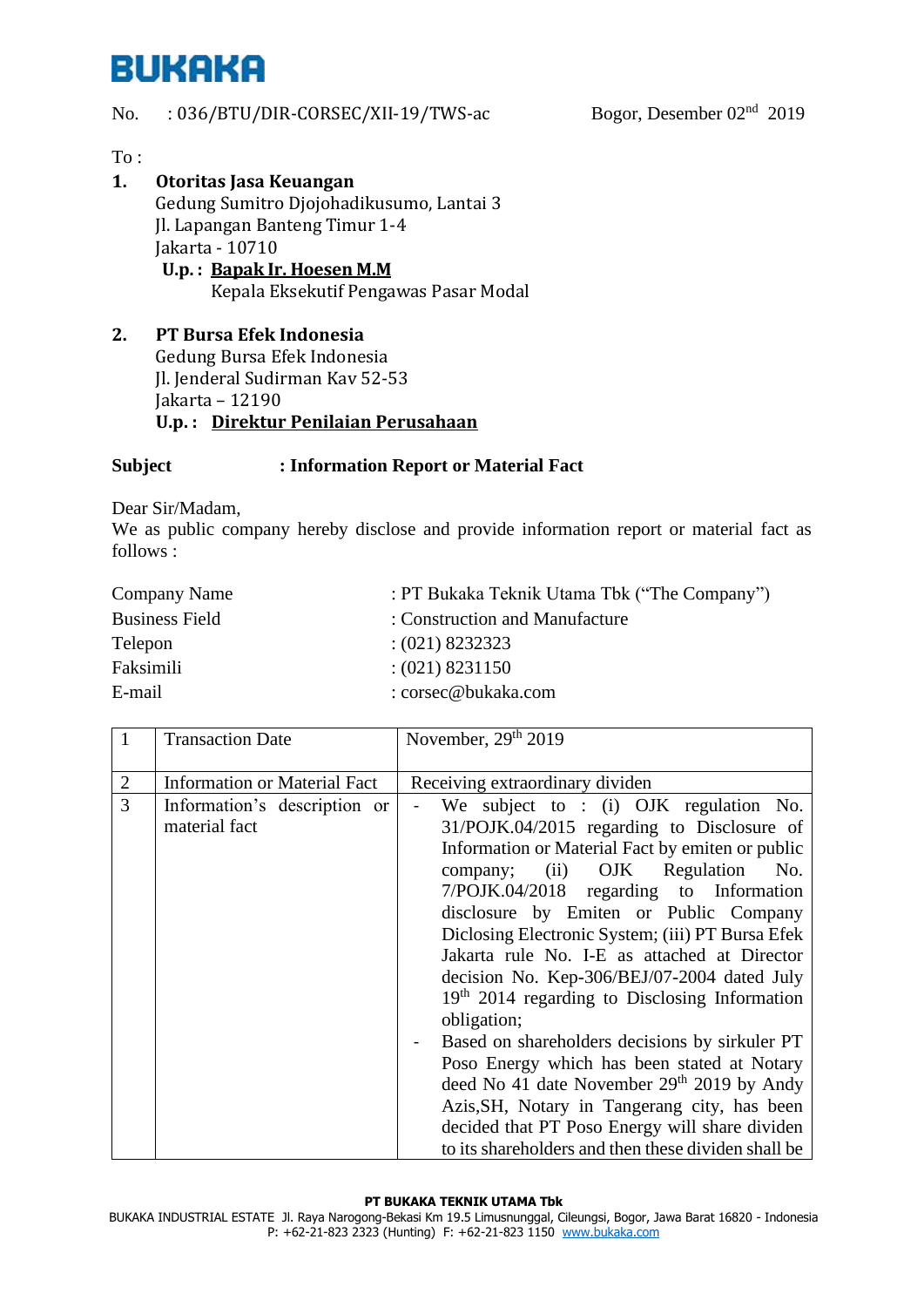# BUKAKA

No. : 036/BTU/DIR-CORSEC/XII-19/TWS-ac

Bogor, Desember 02nd 2019

To :

1. **Otoritas Jasa Keuangan**
   Gedung Sumitro Djojohadikusumo, Lantai 3
   Jl. Lapangan Banteng Timur 1-4
   Jakarta - 10710
   **U.p. : Bapak Ir. Hoesen M.M**
   Kepala Eksekutif Pengawas Pasar Modal

2. **PT Bursa Efek Indonesia**
   Gedung Bursa Efek Indonesia
   Jl. Jenderal Sudirman Kav 52-53
   Jakarta – 12190
   **U.p. : Direktur Penilaian Perusahaan**

**Subject : Information Report or Material Fact**

Dear Sir/Madam,
We as public company hereby disclose and provide information report or material fact as follows :

| | |
|---|---|
| Company Name | : PT Bukaka Teknik Utama Tbk ("The Company") |
| Business Field | : Construction and Manufacture |
| Telepon | : (021) 8232323 |
| Faksimili | : (021) 8231150 |
| E-mail | : corsec@bukaka.com |

| | | |
|---|---|---|
| 1 | Transaction Date | November, 29th 2019 |
| 2 | Information or Material Fact | Receiving extraordinary dividen |
| 3 | Information's description or material fact | - We subject to : (i) OJK regulation No. 31/POJK.04/2015 regarding to Disclosure of Information or Material Fact by emiten or public company; (ii) OJK Regulation No. 7/POJK.04/2018 regarding to Information disclosure by Emiten or Public Company Diclosing Electronic System; (iii) PT Bursa Efek Jakarta rule No. I-E as attached at Director decision No. Kep-306/BEJ/07-2004 dated July 19th 2014 regarding to Disclosing Information obligation;<br>- Based on shareholders decisions by sirkuler PT Poso Energy which has been stated at Notary deed No 41 date November 29th 2019 by Andy Azis,SH, Notary in Tangerang city, has been decided that PT Poso Energy will share dividen to its shareholders and then these dividen shall be |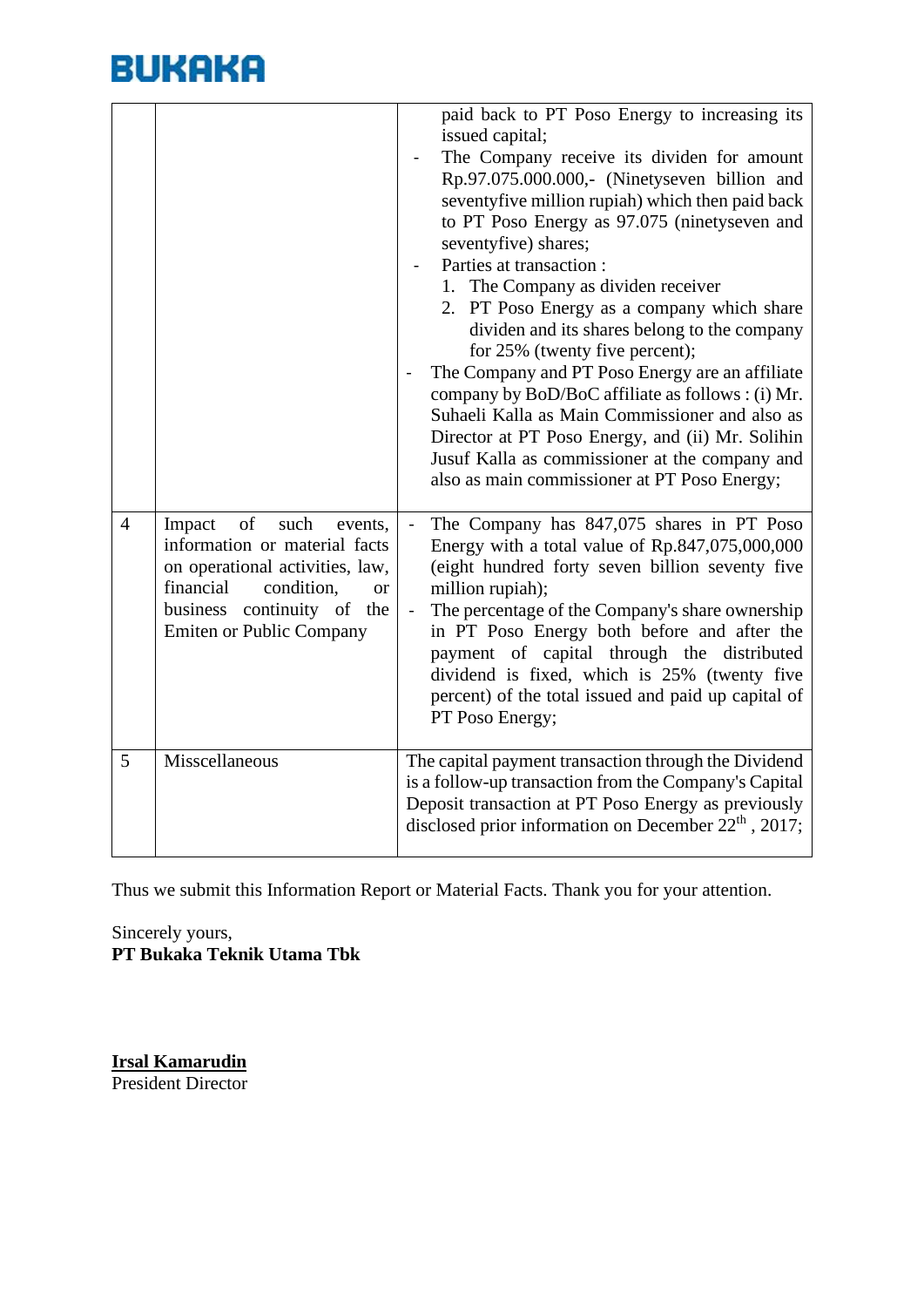| | | |
|---|---|---|
| | | paid back to PT Poso Energy to increasing its issued capital;<br>- The Company receive its dividen for amount Rp.97.075.000.000,- (Ninetyseven billion and seventyfive million rupiah) which then paid back to PT Poso Energy as 97.075 (ninetyseven and seventyfive) shares;<br>- Parties at transaction :<br>1. The Company as dividen receiver<br>2. PT Poso Energy as a company which share dividen and its shares belong to the company for 25% (twenty five percent);<br>- The Company and PT Poso Energy are an affiliate company by BoD/BoC affiliate as follows : (i) Mr. Suhaeli Kalla as Main Commissioner and also as Director at PT Poso Energy, and (ii) Mr. Solihin Jusuf Kalla as commissioner at the company and also as main commissioner at PT Poso Energy; |
| 4 | Impact of such events, information or material facts on operational activities, law, financial condition, or business continuity of the Emiten or Public Company | - The Company has 847,075 shares in PT Poso Energy with a total value of Rp.847,075,000,000 (eight hundred forty seven billion seventy five million rupiah);<br>- The percentage of the Company's share ownership in PT Poso Energy both before and after the payment of capital through the distributed dividend is fixed, which is 25% (twenty five percent) of the total issued and paid up capital of PT Poso Energy; |
| 5 | Misscellaneous | The capital payment transaction through the Dividend is a follow-up transaction from the Company's Capital Deposit transaction at PT Poso Energy as previously disclosed prior information on December 22th , 2017; |

Thus we submit this Information Report or Material Facts. Thank you for your attention.

Sincerely yours,
**PT Bukaka Teknik Utama Tbk**

**Irsal Kamarudin**
President Director